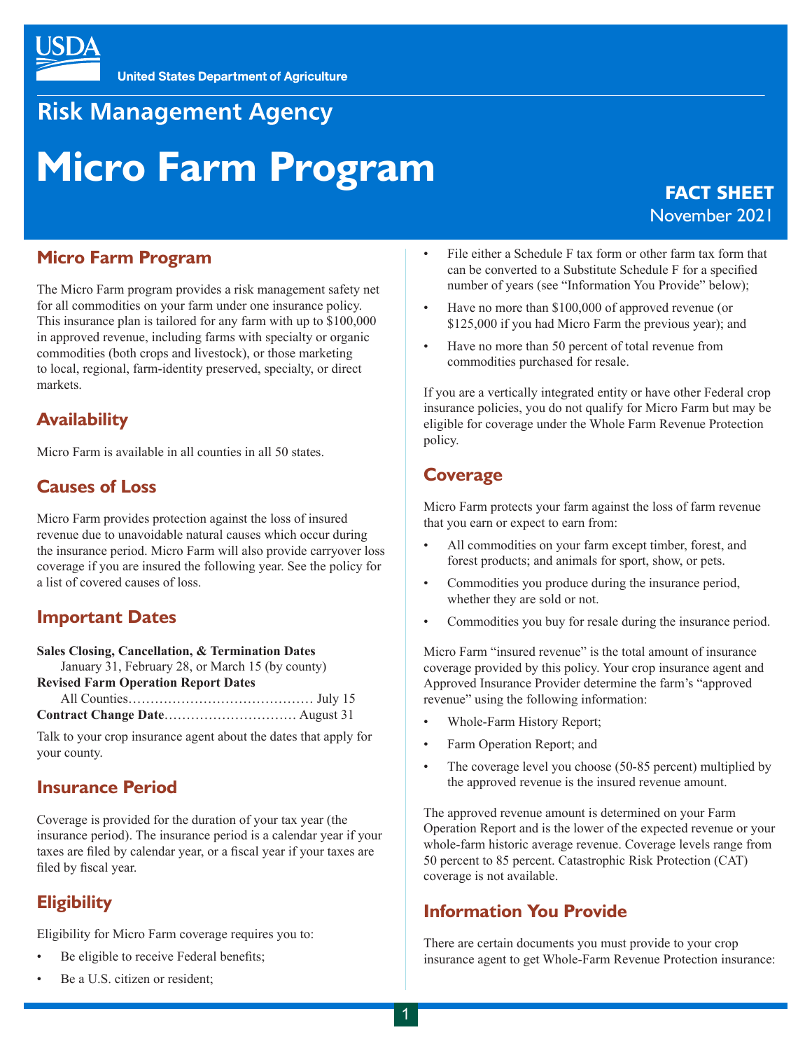United States Department of Agriculture

## Risk Management Agency

# Micro Farm Program

**FACT SHEET**
November 2021

## Micro Farm Program

The Micro Farm program provides a risk management safety net for all commodities on your farm under one insurance policy. This insurance plan is tailored for any farm with up to $100,000 in approved revenue, including farms with specialty or organic commodities (both crops and livestock), or those marketing to local, regional, farm-identity preserved, specialty, or direct markets.

## Availability

Micro Farm is available in all counties in all 50 states.

## Causes of Loss

Micro Farm provides protection against the loss of insured revenue due to unavoidable natural causes which occur during the insurance period. Micro Farm will also provide carryover loss coverage if you are insured the following year. See the policy for a list of covered causes of loss.

## Important Dates

**Sales Closing, Cancellation, & Termination Dates**
January 31, February 28, or March 15 (by county)
**Revised Farm Operation Report Dates**
All Counties……………………………………… July 15
**Contract Change Date**………………………… August 31

Talk to your crop insurance agent about the dates that apply for your county.

## Insurance Period

Coverage is provided for the duration of your tax year (the insurance period). The insurance period is a calendar year if your taxes are filed by calendar year, or a fiscal year if your taxes are filed by fiscal year.

## Eligibility

Eligibility for Micro Farm coverage requires you to:

- Be eligible to receive Federal benefits;
- Be a U.S. citizen or resident;
- File either a Schedule F tax form or other farm tax form that can be converted to a Substitute Schedule F for a specified number of years (see "Information You Provide" below);
- Have no more than $100,000 of approved revenue (or $125,000 if you had Micro Farm the previous year); and
- Have no more than 50 percent of total revenue from commodities purchased for resale.

If you are a vertically integrated entity or have other Federal crop insurance policies, you do not qualify for Micro Farm but may be eligible for coverage under the Whole Farm Revenue Protection policy.

## Coverage

Micro Farm protects your farm against the loss of farm revenue that you earn or expect to earn from:

- All commodities on your farm except timber, forest, and forest products; and animals for sport, show, or pets.
- Commodities you produce during the insurance period, whether they are sold or not.
- Commodities you buy for resale during the insurance period.

Micro Farm "insured revenue" is the total amount of insurance coverage provided by this policy. Your crop insurance agent and Approved Insurance Provider determine the farm's "approved revenue" using the following information:

- Whole-Farm History Report;
- Farm Operation Report; and
- The coverage level you choose (50-85 percent) multiplied by the approved revenue is the insured revenue amount.

The approved revenue amount is determined on your Farm Operation Report and is the lower of the expected revenue or your whole-farm historic average revenue. Coverage levels range from 50 percent to 85 percent. Catastrophic Risk Protection (CAT) coverage is not available.

## Information You Provide

There are certain documents you must provide to your crop insurance agent to get Whole-Farm Revenue Protection insurance: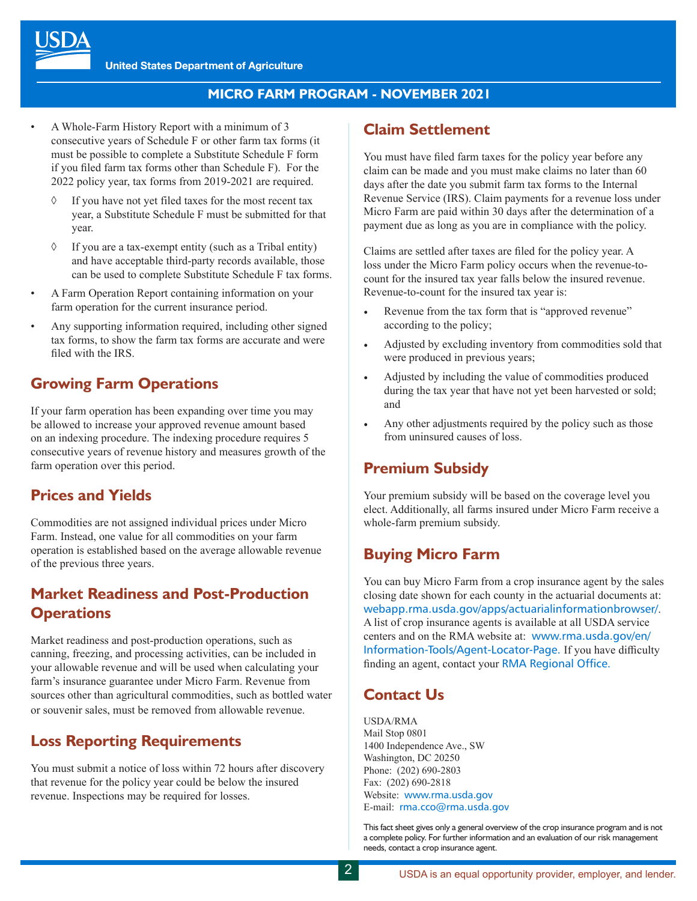- A Whole-Farm History Report with a minimum of 3 consecutive years of Schedule F or other farm tax forms (it must be possible to complete a Substitute Schedule F form if you filed farm tax forms other than Schedule F). For the 2022 policy year, tax forms from 2019-2021 are required.
  - ◊ If you have not yet filed taxes for the most recent tax year, a Substitute Schedule F must be submitted for that year.
  - ◊ If you are a tax-exempt entity (such as a Tribal entity) and have acceptable third-party records available, those can be used to complete Substitute Schedule F tax forms.
- A Farm Operation Report containing information on your farm operation for the current insurance period.
- Any supporting information required, including other signed tax forms, to show the farm tax forms are accurate and were filed with the IRS.

## Growing Farm Operations

If your farm operation has been expanding over time you may be allowed to increase your approved revenue amount based on an indexing procedure. The indexing procedure requires 5 consecutive years of revenue history and measures growth of the farm operation over this period.

## Prices and Yields

Commodities are not assigned individual prices under Micro Farm. Instead, one value for all commodities on your farm operation is established based on the average allowable revenue of the previous three years.

## Market Readiness and Post-Production Operations

Market readiness and post-production operations, such as canning, freezing, and processing activities, can be included in your allowable revenue and will be used when calculating your farm's insurance guarantee under Micro Farm. Revenue from sources other than agricultural commodities, such as bottled water or souvenir sales, must be removed from allowable revenue.

## Loss Reporting Requirements

You must submit a notice of loss within 72 hours after discovery that revenue for the policy year could be below the insured revenue. Inspections may be required for losses.

## Claim Settlement

You must have filed farm taxes for the policy year before any claim can be made and you must make claims no later than 60 days after the date you submit farm tax forms to the Internal Revenue Service (IRS). Claim payments for a revenue loss under Micro Farm are paid within 30 days after the determination of a payment due as long as you are in compliance with the policy.

Claims are settled after taxes are filed for the policy year. A loss under the Micro Farm policy occurs when the revenue-to-count for the insured tax year falls below the insured revenue. Revenue-to-count for the insured tax year is:

- Revenue from the tax form that is "approved revenue" according to the policy;
- Adjusted by excluding inventory from commodities sold that were produced in previous years;
- Adjusted by including the value of commodities produced during the tax year that have not yet been harvested or sold; and
- Any other adjustments required by the policy such as those from uninsured causes of loss.

## Premium Subsidy

Your premium subsidy will be based on the coverage level you elect. Additionally, all farms insured under Micro Farm receive a whole-farm premium subsidy.

## Buying Micro Farm

You can buy Micro Farm from a crop insurance agent by the sales closing date shown for each county in the actuarial documents at: webapp.rma.usda.gov/apps/actuarialinformationbrowser/. A list of crop insurance agents is available at all USDA service centers and on the RMA website at: www.rma.usda.gov/en/Information-Tools/Agent-Locator-Page. If you have difficulty finding an agent, contact your RMA Regional Office.

## Contact Us

USDA/RMA
Mail Stop 0801
1400 Independence Ave., SW
Washington, DC 20250
Phone: (202) 690-2803
Fax: (202) 690-2818
Website: www.rma.usda.gov
E-mail: rma.cco@rma.usda.gov

This fact sheet gives only a general overview of the crop insurance program and is not a complete policy. For further information and an evaluation of our risk management needs, contact a crop insurance agent.

USDA is an equal opportunity provider, employer, and lender.